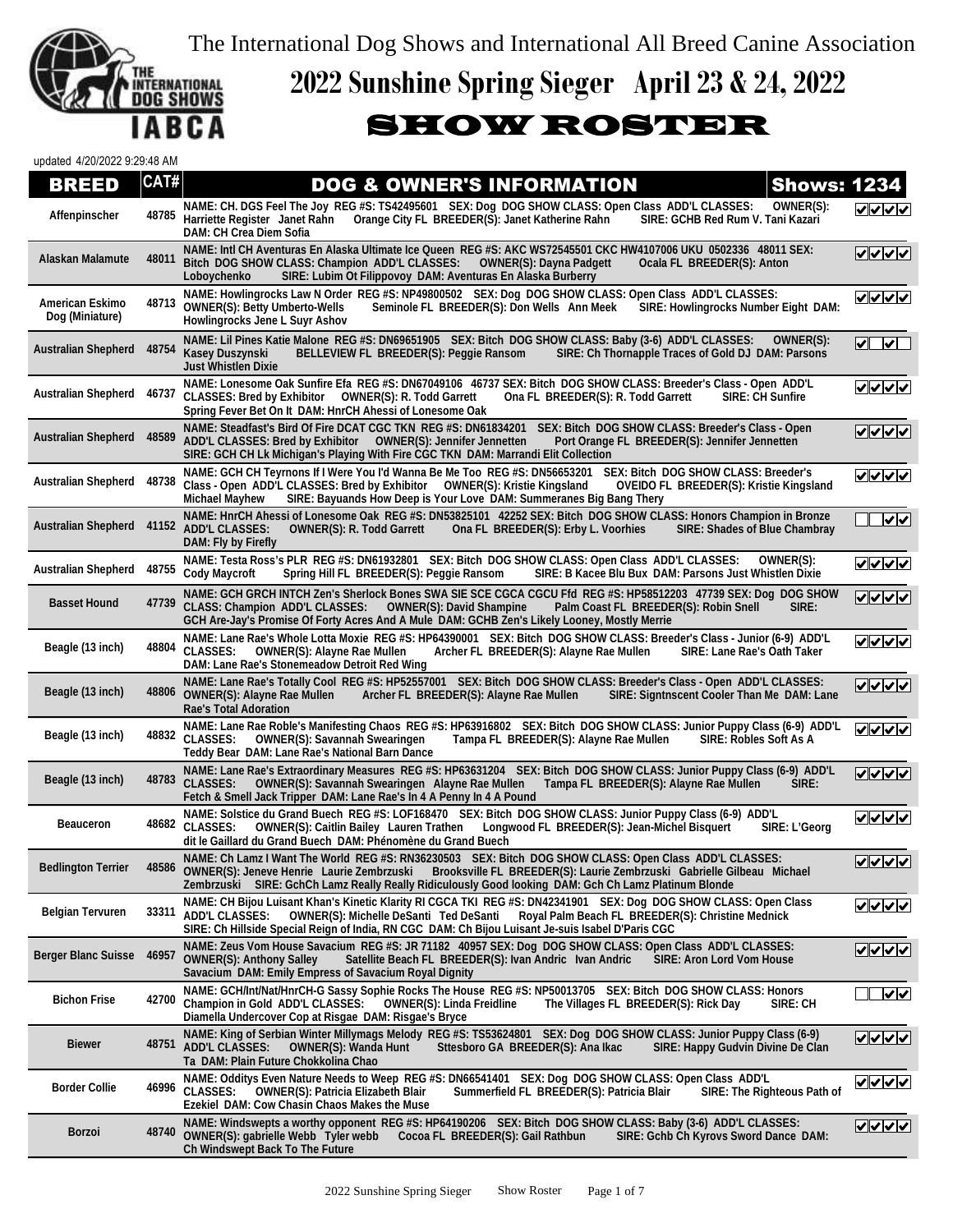The International Dog Shows and International All Breed Canine Association

# 2022 Sunshine Spring Sieger April 23 & 24, 2022

## SHOW ROSTER

updated 4/20/2022 9:29:48 AM

| BREED | CAT# | DOG & OWNER'S INFORMATION | Shows: 1234 |
|---|---|---|---|
| Affenpinscher | 48785 | NAME: CH. DGS Feel The Joy REG #S: TS42495601 SEX: Dog DOG SHOW CLASS: Open Class ADD'L CLASSES: OWNER(S): Harriette Register Janet Rahn Orange City FL BREEDER(S): Janet Katherine Rahn SIRE: GCHB Red Rum V. Tani Kazari DAM: CH Crea Diem Sofia | ✔✔✔✔ |
| Alaskan Malamute | 48011 | NAME: Intl CH Aventuras En Alaska Ultimate Ice Queen REG #S: AKC WS72545501 CKC HW4107006 UKU 0502336 48011 SEX: Bitch DOG SHOW CLASS: Champion ADD'L CLASSES: OWNER(S): Dayna Padgett Ocala FL BREEDER(S): Anton Loboychenko SIRE: Lubim Ot Filippovoy DAM: Aventuras En Alaska Burberry | ✔✔✔✔ |
| American Eskimo Dog (Miniature) | 48713 | NAME: Howlingrocks Law N Order REG #S: NP49800502 SEX: Dog DOG SHOW CLASS: Open Class ADD'L CLASSES: OWNER(S): Betty Umberto-Wells Seminole FL BREEDER(S): Don Wells Ann Meek SIRE: Howlingrocks Number Eight DAM: Howlingrocks Jene L Suyr Ashov | ✔✔✔✔ |
| Australian Shepherd | 48754 | NAME: Lil Pines Katie Malone REG #S: DN69651905 SEX: Bitch DOG SHOW CLASS: Baby (3-6) ADD'L CLASSES: OWNER(S): Kasey Duszynski BELLEVIEW FL BREEDER(S): Peggie Ransom SIRE: Ch Thornapple Traces of Gold DJ DAM: Parsons Just Whistlen Dixie | ✔☐✔☐ |
| Australian Shepherd | 46737 | NAME: Lonesome Oak Sunfire Efa REG #S: DN67049106 46737 SEX: Bitch DOG SHOW CLASS: Breeder's Class - Open ADD'L CLASSES: OWNER(S): R. Todd Garrett Ona FL BREEDER(S): R. Todd Garrett SIRE: CH Sunfire Spring Fever Bet On It DAM: HnrCH Ahessi of Lonesome Oak | ✔✔✔✔ |
| Australian Shepherd | 48589 | NAME: Steadfast's Bird Of Fire DCAT CGC TKN REG #S: DN61834201 SEX: Bitch DOG SHOW CLASS: Breeder's Class - Open ADD'L CLASSES: Bred by Exhibitor OWNER(S): Jennifer Jennetten Port Orange FL BREEDER(S): Jennifer Jennetten SIRE: GCH CH Lk Michigan's Playing With Fire CGC TKN DAM: Marrandi Elit Collection | ✔✔✔✔ |
| Australian Shepherd | 48738 | NAME: GCH CH Teyrnons If I Were You I'd Wanna Be Me Too REG #S: DN56653201 SEX: Bitch DOG SHOW CLASS: Breeder's Class - Open ADD'L CLASSES: Bred by Exhibitor OWNER(S): Kristie Kingsland OVEIDO FL BREEDER(S): Kristie Kingsland Michael Mayhew SIRE: Bayuands How Deep is Your Love DAM: Summeranes Big Bang Thery | ✔✔✔✔ |
| Australian Shepherd | 41152 | NAME: HnrCH Ahessi of Lonesome Oak REG #S: DN53825101 42252 SEX: Bitch DOG SHOW CLASS: Honors Champion in Bronze ADD'L CLASSES: OWNER(S): R. Todd Garrett Ona FL BREEDER(S): Erby L. Voorhies SIRE: Shades of Blue Chambray DAM: Fly by Firefly | ☐☐✔✔ |
| Australian Shepherd | 48755 | NAME: Testa Ross's PLR REG #S: DN61932801 SEX: Bitch DOG SHOW CLASS: Open Class ADD'L CLASSES: OWNER(S): Cody Maycroft Spring Hill FL BREEDER(S): Peggie Ransom SIRE: B Kacee Blu Bux DAM: Parsons Just Whistlen Dixie | ✔✔✔✔ |
| Basset Hound | 47739 | NAME: GCH GRCH INTCH Zen's Sherlock Bones SWA SIE SCE CGCA CGCU Ffd REG #S: HP58512203 47739 SEX: Dog DOG SHOW CLASS: Champion ADD'L CLASSES: OWNER(S): David Shampine Palm Coast FL BREEDER(S): Robin Snell SIRE: GCH Are-Jay's Promise Of Forty Acres And A Mule DAM: GCHB Zen's Likely Looney, Mostly Merrie | ✔✔✔✔ |
| Beagle (13 inch) | 48804 | NAME: Lane Rae's Whole Lotta Moxie REG #S: HP64390001 SEX: Bitch DOG SHOW CLASS: Breeder's Class - Junior (6-9) ADD'L CLASSES: OWNER(S): Alayne Rae Mullen Archer FL BREEDER(S): Alayne Rae Mullen SIRE: Lane Rae's Oath Taker DAM: Lane Rae's Stonemeadow Detroit Red Wing | ✔✔✔✔ |
| Beagle (13 inch) | 48806 | NAME: Lane Rae's Totally Cool REG #S: HP52557001 SEX: Bitch DOG SHOW CLASS: Breeder's Class - Open ADD'L CLASSES: OWNER(S): Alayne Rae Mullen Archer FL BREEDER(S): Alayne Rae Mullen SIRE: Signtnscent Cooler Than Me DAM: Lane Rae's Total Adoration | ✔✔✔✔ |
| Beagle (13 inch) | 48832 | NAME: Lane Rae Roble's Manifesting Chaos REG #S: HP63916802 SEX: Bitch DOG SHOW CLASS: Junior Puppy Class (6-9) ADD'L CLASSES: OWNER(S): Savannah Swearingen Tampa FL BREEDER(S): Alayne Rae Mullen SIRE: Robles Soft As A Teddy Bear DAM: Lane Rae's National Barn Dance | ✔✔✔✔ |
| Beagle (13 inch) | 48783 | NAME: Lane Rae's Extraordinary Measures REG #S: HP63631204 SEX: Bitch DOG SHOW CLASS: Junior Puppy Class (6-9) ADD'L CLASSES: OWNER(S): Savannah Swearingen Alayne Rae Mullen Tampa FL BREEDER(S): Alayne Rae Mullen SIRE: Fetch & Smell Jack Tripper DAM: Lane Rae's In 4 A Penny In 4 A Pound | ✔✔✔✔ |
| Beauceron | 48682 | NAME: Solstice du Grand Buech REG #S: LOF168470 SEX: Bitch DOG SHOW CLASS: Junior Puppy Class (6-9) ADD'L CLASSES: OWNER(S): Caitlin Bailey Lauren Trathen Longwood FL BREEDER(S): Jean-Michel Bisquert SIRE: L'Georg dit le Gaillard du Grand Buech DAM: Phénomène du Grand Buech | ✔✔✔✔ |
| Bedlington Terrier | 48586 | NAME: Ch Lamz I Want The World REG #S: RN36230503 SEX: Bitch DOG SHOW CLASS: Open Class ADD'L CLASSES: OWNER(S): Jeneve Henrie Laurie Zembrzuski Brooksville FL BREEDER(S): Laurie Zembrzuski Gabrielle Gilbeau Michael Zembrzuski SIRE: GchCh Lamz Really Really Ridiculously Good looking DAM: Gch Ch Lamz Platinum Blonde | ✔✔✔✔ |
| Belgian Tervuren | 33311 | NAME: CH Bijou Luisant Khan's Kinetic Klarity RI CGCA TKI REG #S: DN42341901 SEX: Dog DOG SHOW CLASS: Open Class ADD'L CLASSES: OWNER(S): Michelle DeSanti Ted DeSanti Royal Palm Beach FL BREEDER(S): Christine Mednick SIRE: Ch Hillside Special Reign of India, RN CGC DAM: Ch Bijou Luisant Je-suis Isabel D'Paris CGC | ✔✔✔✔ |
| Berger Blanc Suisse | 46957 | NAME: Zeus Vom House Savacium REG #S: JR 71182 40957 SEX: Dog DOG SHOW CLASS: Open Class ADD'L CLASSES: OWNER(S): Anthony Salley Satellite Beach FL BREEDER(S): Ivan Andric Ivan Andric SIRE: Aron Lord Vom House Savacium DAM: Emily Empress of Savacium Royal Dignity | ✔✔✔✔ |
| Bichon Frise | 42700 | NAME: GCH/Int/Nat/HnrCH-G Sassy Sophie Rocks The House REG #S: NP50013705 SEX: Bitch DOG SHOW CLASS: Honors Champion in Gold ADD'L CLASSES: OWNER(S): Linda Freidline The Villages FL BREEDER(S): Rick Day SIRE: CH Diamella Undercover Cop at Risgae DAM: Risgae's Bryce | ☐☐✔✔ |
| Biewer | 48751 | NAME: King of Serbian Winter Millymags Melody REG #S: TS53624801 SEX: Dog DOG SHOW CLASS: Junior Puppy Class (6-9) ADD'L CLASSES: OWNER(S): Wanda Hunt Sttesboro GA BREEDER(S): Ana Ikac SIRE: Happy Gudvin Divine De Clan Ta DAM: Plain Future Chokkolina Chao | ✔✔✔✔ |
| Border Collie | 46996 | NAME: Odditys Even Nature Needs to Weep REG #S: DN66541401 SEX: Dog DOG SHOW CLASS: Open Class ADD'L CLASSES: OWNER(S): Patricia Elizabeth Blair Summerfield FL BREEDER(S): Patricia Blair SIRE: The Righteous Path of Ezekiel DAM: Cow Chasin Chaos Makes the Muse | ✔✔✔✔ |
| Borzoi | 48740 | NAME: Windswepts a worthy opponent REG #S: HP64190206 SEX: Bitch DOG SHOW CLASS: Baby (3-6) ADD'L CLASSES: OWNER(S): gabrielle Webb Tyler webb Cocoa FL BREEDER(S): Gail Rathbun SIRE: Gchb Ch Kyrovs Sword Dance DAM: Ch Windswept Back To The Future | ✔✔✔✔ |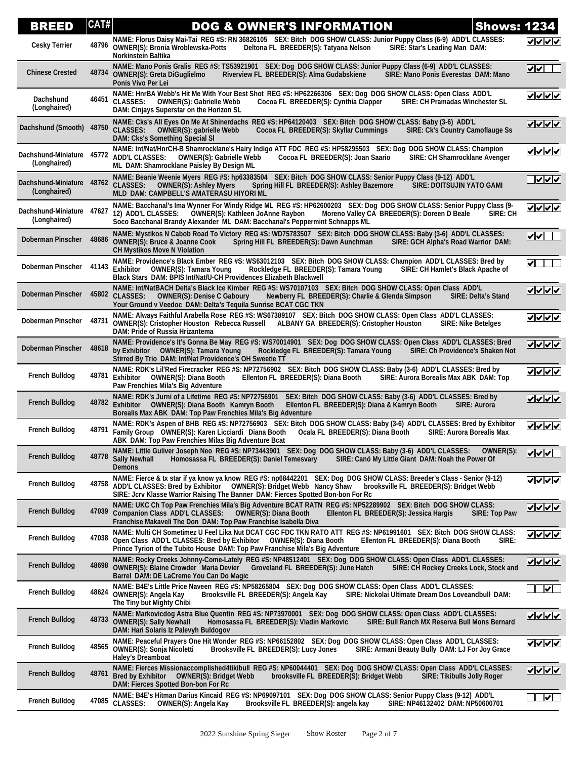| BREED | CAT# | DOG & OWNER'S INFORMATION | Shows: 1234 |
|---|---|---|---|
| Cesky Terrier | 48796 | NAME: Florus Daisy Mai-Tai REG #S: RN 36826105 SEX: Bitch DOG SHOW CLASS: Junior Puppy Class (6-9) ADD'L CLASSES: OWNER(S): Bronia Wroblewska-Potts Deltona FL BREEDER(S): Tatyana Nelson SIRE: Star's Leading Man DAM: Norkinstein Baltika | ☑☑☑☑ |
| Chinese Crested | 48734 | NAME: Mano Ponis Gralis REG #S: TS53921901 SEX: Dog DOG SHOW CLASS: Junior Puppy Class (6-9) ADD'L CLASSES: OWNER(S): Greta DiGuglielmo Riverview FL BREEDER(S): Alma Gudabskiene SIRE: Mano Ponis Everestas DAM: Mano Ponis Vivo Per Lei | ☑☑☐☐ |
| Dachshund (Longhaired) | 46451 | NAME: HnrBA Webb's Hit Me With Your Best Shot REG #S: HP62266306 SEX: Dog DOG SHOW CLASS: Open Class ADD'L CLASSES: OWNER(S): Gabrielle Webb Cocoa FL BREEDER(S): Cynthia Clapper SIRE: CH Pramadas Winchester SL DAM: Cinjays Superstar on the Horizon SL | ☑☑☑☑ |
| Dachshund (Smooth) | 48750 | NAME: Cks's All Eyes On Me At Shinerdachs REG #S: HP64120403 SEX: Bitch DOG SHOW CLASS: Baby (3-6) ADD'L CLASSES: OWNER(S): gabrielle Webb Cocoa FL BREEDER(S): Skyllar Cummings SIRE: Ck's Country Camoflauge Ss DAM: Cks's Something Special Sl | ☑☑☑☑ |
| Dachshund-Miniature (Longhaired) | 45772 | NAME: Int/Nat/HnrCH-B Shamrocklane's Hairy Indigo ATT FDC REG #S: HP58295503 SEX: Dog DOG SHOW CLASS: Champion ADD'L CLASSES: OWNER(S): Gabrielle Webb Cocoa FL BREEDER(S): Joan Saario SIRE: CH Shamrocklane Avenger ML DAM: Shamrocklane Paisley By Design ML | ☑☑☑☑ |
| Dachshund-Miniature (Longhaired) | 48762 | NAME: Beanie Weenie Myers REG #S: hp63383504 SEX: Bitch DOG SHOW CLASS: Senior Puppy Class (9-12) ADD'L CLASSES: OWNER(S): Ashley Myers Spring Hill FL BREEDER(S): Ashley Bazemore SIRE: DOITSUJIN YATO GAMI MLD DAM: CAMPBELL'S AMATERASU HIYORI ML | ☐☑☑☑ |
| Dachshund-Miniature (Longhaired) | 47627 | NAME: Bacchanal's Ima Wynner For Windy Ridge ML REG #S: HP62600203 SEX: Dog DOG SHOW CLASS: Senior Puppy Class (9-12) ADD'L CLASSES: OWNER(S): Kathleen JoAnne Raybon Moreno Valley CA BREEDER(S): Doreen D Beale SIRE: CH Soco Bacchanal Brandy Alexander ML DAM: Bacchanal's Peppermint Schnapps ML | ☑☑☑☑ |
| Doberman Pinscher | 48686 | NAME: Mystikos N Cabob Road To Victory REG #S: WD75783507 SEX: Bitch DOG SHOW CLASS: Baby (3-6) ADD'L CLASSES: OWNER(S): Bruce & Joanne Cook Spring Hill FL BREEDER(S): Dawn Aunchman SIRE: GCH Alpha's Road Warrior DAM: CH Mystikos Move N Violation | ☑☑☐☐ |
| Doberman Pinscher | 41143 | NAME: Providence's Black Ember REG #S: WS63012103 SEX: Bitch DOG SHOW CLASS: Champion ADD'L CLASSES: Bred by Exhibitor OWNER(S): Tamara Young Rockledge FL BREEDER(S): Tamara Young SIRE: CH Hamlet's Black Apache of Black Stars DAM: BPIS Int/Nat/U-CH Providences Elizabeth Blackwell | ☑☐☐☐ |
| Doberman Pinscher | 45802 | NAME: Int/NatBACH Delta's Black Ice Kimber REG #S: WS70107103 SEX: Bitch DOG SHOW CLASS: Open Class ADD'L CLASSES: OWNER(S): Denise C Gaboury Newberry FL BREEDER(S): Charlie & Glenda Simpson SIRE: Delta's Stand Your Ground v Veedoc DAM: Delta's Tequila Sunrise BCAT CGC TKN | ☑☑☑☑ |
| Doberman Pinscher | 48731 | NAME: Always Faithful Arabella Rose REG #S: WS67389107 SEX: Bitch DOG SHOW CLASS: Open Class ADD'L CLASSES: OWNER(S): Cristopher Houston Rebecca Russell ALBANY GA BREEDER(S): Cristopher Houston SIRE: Nike Betelges DAM: Pride of Russia Hrizantema | ☑☑☑☑ |
| Doberman Pinscher | 48618 | NAME: Providence's It's Gonna Be May REG #S: WS70014901 SEX: Dog DOG SHOW CLASS: Open Class ADD'L CLASSES: Bred by Exhibitor OWNER(S): Tamara Young Rockledge FL BREEDER(S): Tamara Young SIRE: Ch Providence's Shaken Not Stirred By Trio DAM: Int/Nat Providence's OH Sweetie TT | ☑☑☑☑ |
| French Bulldog | 48781 | NAME: RDK's Lil'Red Firecracker REG #S: NP72756902 SEX: Bitch DOG SHOW CLASS: Baby (3-6) ADD'L CLASSES: Bred by Exhibitor OWNER(S): Diana Booth Ellenton FL BREEDER(S): Diana Booth SIRE: Aurora Borealis Max ABK DAM: Top Paw Frenchies Mila's Big Adventure | ☑☑☑☑ |
| French Bulldog | 48782 | NAME: RDK's Jurni of a Lifetime REG #S: NP72756901 SEX: Bitch DOG SHOW CLASS: Baby (3-6) ADD'L CLASSES: Bred by Exhibitor OWNER(S): Diana Booth Kamryn Booth Ellenton FL BREEDER(S): Diana & Kamryn Booth SIRE: Aurora Borealis Max ABK DAM: Top Paw Frenchies Mila's Big Adventure | ☑☑☑☑ |
| French Bulldog | 48791 | NAME: RDK's Aspen of BHB REG #S: NP72756903 SEX: Bitch DOG SHOW CLASS: Baby (3-6) ADD'L CLASSES: Bred by Exhibitor Family Group OWNER(S): Karen Licciardi Diana Booth Ocala FL BREEDER(S): Diana Booth SIRE: Aurora Borealis Max ABK DAM: Top Paw Frenchies Milas Big Adventure Bcat | ☑☑☑☑ |
| French Bulldog | 48778 | NAME: Little Guliver Joseph Neo REG #S: NP73443901 SEX: Dog DOG SHOW CLASS: Baby (3-6) ADD'L CLASSES: OWNER(S): Sally Newhall Homosassa FL BREEDER(S): Daniel Temesvary SIRE: Canó My Little Giant DAM: Noah the Power Of Demons | ☑☑☑☐ |
| French Bulldog | 48758 | NAME: Fierce & tx star if ya know ya know REG #S: np68442201 SEX: Dog DOG SHOW CLASS: Breeder's Class - Senior (9-12) ADD'L CLASSES: Bred by Exhibitor OWNER(S): Bridget Webb Nancy Shaw brooksville FL BREEDER(S): Bridget Webb SIRE: Jcrv Klasse Warrior Raising The Banner DAM: Fierces Spotted Bon-bon For Rc | ☑☑☑☑ |
| French Bulldog | 47039 | NAME: UKC Ch Top Paw Frenchies Mila's Big Adventure BCAT RATN REG #S: NP52289902 SEX: Bitch DOG SHOW CLASS: Companion Class ADD'L CLASSES: OWNER(S): Diana Booth Ellenton FL BREEDER(S): Jessica Hargis SIRE: Top Paw Franchise Makaveli The Don DAM: Top Paw Franchise Isabella Diva | ☑☑☑☑ |
| French Bulldog | 47038 | NAME: Multi CH Sometimez U Feel Lika Nut DCAT CGC FDC TKN RATO ATT REG #S: NP61991601 SEX: Bitch DOG SHOW CLASS: Open Class ADD'L CLASSES: Bred by Exhibitor OWNER(S): Diana Booth Ellenton FL BREEDER(S): Diana Booth SIRE: Prince Tyrion of the Tubito House DAM: Top Paw Franchise Mila's Big Adventure | ☑☑☑☑ |
| French Bulldog | 48698 | NAME: Rocky Creeks Johnny-Come-Lately REG #S: NP48512401 SEX: Dog DOG SHOW CLASS: Open Class ADD'L CLASSES: OWNER(S): Blaine Crowder Maria Devier Groveland FL BREEDER(S): June Hatch SIRE: CH Rockey Creeks Lock, Stock and Barrel DAM: DE LaCreme You Can Do Magic | ☑☑☑☑ |
| French Bulldog | 48624 | NAME: B4E's Little Price Naveen REG #S: NP58265804 SEX: Dog DOG SHOW CLASS: Open Class ADD'L CLASSES: OWNER(S): Angela Kay Brooksville FL BREEDER(S): Angela Kay SIRE: Nickolai Ultimate Dream Dos Loveandbull DAM: The Tiny but Mighty Chibi | ☐☐☑☐ |
| French Bulldog | 48733 | NAME: Markovicdog Astra Blue Quentin REG #S: NP73970001 SEX: Dog DOG SHOW CLASS: Open Class ADD'L CLASSES: OWNER(S): Sally Newhall Homosassa FL BREEDER(S): Vladin Markovic SIRE: Bull Ranch MX Reserva Bull Mons Bernard DAM: Hari Solaris Iz Palevyh Buldogov | ☑☑☑☑ |
| French Bulldog | 48565 | NAME: Peaceful Prayers One Hit Wonder REG #S: NP66152802 SEX: Dog DOG SHOW CLASS: Open Class ADD'L CLASSES: OWNER(S): Sonja Nicoletti Brooksville FL BREEDER(S): Lucy Jones SIRE: Armani Beauty Bully DAM: LJ For Joy Grace Haley's Dreamboat | ☑☑☑☑ |
| French Bulldog | 48761 | NAME: Fierces Missionaccomplished4tikibull REG #S: NP60044401 SEX: Dog DOG SHOW CLASS: Open Class ADD'L CLASSES: Bred by Exhibitor OWNER(S): Bridget Webb brooksville FL BREEDER(S): Bridget Webb SIRE: Tikibulls Jolly Roger DAM: Fierces Spotted Bon-bon For Rc | ☑☑☑☑ |
| French Bulldog | 47085 | NAME: B4E's Hitman Darius Kincaid REG #S: NP69097101 SEX: Dog DOG SHOW CLASS: Senior Puppy Class (9-12) ADD'L CLASSES: OWNER(S): Angela Kay Brooksville FL BREEDER(S): angela kay SIRE: NP46132402 DAM: NP50600701 | ☐☐☑☐ |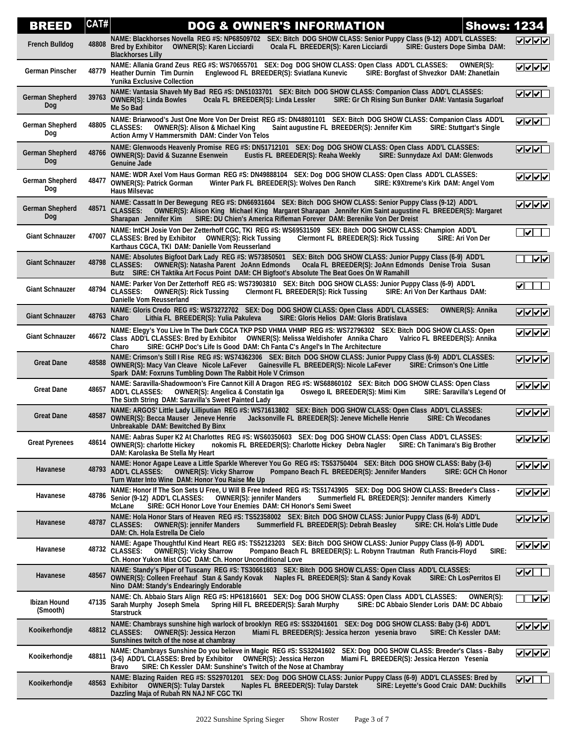| BREED | CAT# | DOG & OWNER'S INFORMATION | Shows: 1234 |
|---|---|---|---|
| French Bulldog | 48808 | NAME: Blackhorses Novella REG #S: NP68509702 SEX: Bitch DOG SHOW CLASS: Senior Puppy Class (9-12) ADD'L CLASSES: Bred by Exhibitor OWNER(S): Karen Licciardi Ocala FL BREEDER(S): Karen Licciardi SIRE: Gusters Dope Simba DAM: Blackhorses Lilly | ☑☑☑☑ |
| German Pinscher | 48779 | NAME: Allania Grand Zeus REG #S: WS70655701 SEX: Dog DOG SHOW CLASS: Open Class ADD'L CLASSES: OWNER(S): Heather Durnin Tim Durnin Englewood FL BREEDER(S): Sviatlana Kunevic SIRE: Borgfast of Shvezkor DAM: Zhanetlain Yunika Exclusive Collection | ☑☑☑☑ |
| German Shepherd Dog | 39763 | NAME: Vantasia Shaveh My Bad REG #S: DN51033701 SEX: Bitch DOG SHOW CLASS: Companion Class ADD'L CLASSES: OWNER(S): Linda Bowles Ocala FL BREEDER(S): Linda Lessler SIRE: Gr Ch Rising Sun Bunker DAM: Vantasia Sugarloaf Me So Bad | ☑☑☑☐ |
| German Shepherd Dog | 48805 | NAME: Briarwood's Just One More Von Der Dreist REG #S: DN48801101 SEX: Bitch DOG SHOW CLASS: Companion Class ADD'L CLASSES: OWNER(S): Alison & Michael King Saint augustine FL BREEDER(S): Jennifer Kim SIRE: Stuttgart's Single Action Army V Hammersmith DAM: Cinder Von Telos | ☑☑☑☐ |
| German Shepherd Dog | 48766 | NAME: Glenwoods Heavenly Promise REG #S: DN51712101 SEX: Dog DOG SHOW CLASS: Open Class ADD'L CLASSES: OWNER(S): David & Suzanne Esenwein Eustis FL BREEDER(S): Reaha Weekly SIRE: Sunnydaze Axl DAM: Glenwoods Genuine Jade | ☑☑☑☐ |
| German Shepherd Dog | 48477 | NAME: WDR Axel Vom Haus Gorman REG #S: DN49888104 SEX: Dog DOG SHOW CLASS: Open Class ADD'L CLASSES: OWNER(S): Patrick Gorman Winter Park FL BREEDER(S): Wolves Den Ranch SIRE: K9Xtreme's Kirk DAM: Angel Vom Haus Milsevac | ☑☑☑☑ |
| German Shepherd Dog | 48571 | NAME: Cassatt In Der Bewegung REG #S: DN66931604 SEX: Bitch DOG SHOW CLASS: Senior Puppy Class (9-12) ADD'L CLASSES: OWNER(S): Alison King Michael King Margaret Sharapan Jennifer Kim Saint augustine FL BREEDER(S): Margaret Sharapan Jennifer Kim SIRE: DU Chien's America Rifleman Forever DAM: Berenike Von Der Dreist | ☑☑☑☑ |
| Giant Schnauzer | 47007 | NAME: IntCH Josie Von Der Zetterhoff CGC, TKI REG #S: WS69531509 SEX: Bitch DOG SHOW CLASS: Champion ADD'L CLASSES: Bred by Exhibitor OWNER(S): Rick Tussing Clermont FL BREEDER(S): Rick Tussing SIRE: Ari Von Der Karthaus CGCA, TKI DAM: Danielle Vom Reusserland | ☐☑☐☐ |
| Giant Schnauzer | 48798 | NAME: Absolutes Bigfoot Dark Lady REG #S: WS73850501 SEX: Bitch DOG SHOW CLASS: Junior Puppy Class (6-9) ADD'L CLASSES: OWNER(S): Natasha Parent JoAnn Edmonds Ocala FL BREEDER(S): JoAnn Edmonds Denise Troia Susan Butz SIRE: CH Taktika Art Focus Point DAM: CH Bigfoot's Absolute The Beat Goes On W Ramahill | ☐☐☑☑ |
| Giant Schnauzer | 48794 | NAME: Parker Von Der Zetterhoff REG #S: WS73903810 SEX: Dog DOG SHOW CLASS: Junior Puppy Class (6-9) ADD'L CLASSES: OWNER(S): Rick Tussing Clermont FL BREEDER(S): Rick Tussing SIRE: Ari Von Der Karthaus DAM: Danielle Vom Reusserland | ☑☐☐☐ |
| Giant Schnauzer | 48763 | NAME: Gloris Credo REG #S: WS73272702 SEX: Dog DOG SHOW CLASS: Open Class ADD'L CLASSES: OWNER(S): Annika Charo Lithia FL BREEDER(S): Yulia Pakuleva SIRE: Gloris Helios DAM: Gloris Bratislava | ☑☑☑☑ |
| Giant Schnauzer | 46672 | NAME: Elegy's You Live In The Dark CGCA TKP PSD VHMA VHMP REG #S: WS72796302 SEX: Bitch DOG SHOW CLASS: Open Class ADD'L CLASSES: Bred by Exhibitor OWNER(S): Melissa Weldishofer Annika Charo Valrico FL BREEDER(S): Annika Charo SIRE: GCHP Doc's Life Is Good DAM: Ch Fanta C's Angel's In The Architecture | ☑☑☑☑ |
| Great Dane | 48588 | NAME: Crimson's Still I Rise REG #S: WS74362306 SEX: Bitch DOG SHOW CLASS: Junior Puppy Class (6-9) ADD'L CLASSES: OWNER(S): Macy Van Cleave Nicole LaFever Gainesville FL BREEDER(S): Nicole LaFever SIRE: Crimson's One Little Spark DAM: Foxruns Tumbling Down The Rabbit Hole V Crimson | ☑☑☑☑ |
| Great Dane | 48657 | NAME: Saravilla-Shadowmoon's Fire Cannot Kill A Dragon REG #S: WS68860102 SEX: Bitch DOG SHOW CLASS: Open Class ADD'L CLASSES: OWNER(S): Angelica & Constatin Iga Oswego IL BREEDER(S): Mimi Kim SIRE: Saravilla's Legend Of The Sixth String DAM: Saravilla's Sweet Painted Lady | ☑☑☑☑ |
| Great Dane | 48587 | NAME: ARGOS' Little Lady Lilliputian REG #S: WS71613802 SEX: Bitch DOG SHOW CLASS: Open Class ADD'L CLASSES: OWNER(S): Becca Mauser Jeneve Henrie Jacksonville FL BREEDER(S): Jeneve Michelle Henrie SIRE: Ch Wecodanes Unbreakable DAM: Bewitched By Binx | ☑☑☑☑ |
| Great Pyrenees | 48614 | NAME: Aabras Super K2 At Charlottes REG #S: WS60350603 SEX: Dog DOG SHOW CLASS: Open Class ADD'L CLASSES: OWNER(S): charlotte Hickey nokomis FL BREEDER(S): Charlotte Hickey Debra Nagler SIRE: Ch Tanimara's Big Brother DAM: Karolaska Be Stella My Heart | ☑☑☑☑ |
| Havanese | 48793 | NAME: Honor Agape Leave a Little Sparkle Wherever You Go REG #S: TS53750404 SEX: Bitch DOG SHOW CLASS: Baby (3-6) ADD'L CLASSES: OWNER(S): Vicky Sharrow Pompano Beach FL BREEDER(S): Jennifer Manders SIRE: GCH Ch Honor Turn Water Into Wine DAM: Honor You Raise Me Up | ☑☑☑☑ |
| Havanese | 48786 | NAME: Honor If The Son Sets U Free, U Will B Free Indeed REG #S: TS51743905 SEX: Dog DOG SHOW CLASS: Breeder's Class - Senior (9-12) ADD'L CLASSES: OWNER(S): jennifer Manders Summerfield FL BREEDER(S): Jennifer manders Kimerly McLane SIRE: GCH Honor Love Your Enemies DAM: CH Honor's Semi Sweet | ☑☑☑☑ |
| Havanese | 48787 | NAME: Hola Honor Stars of Heaven REG #S: TS52358002 SEX: Bitch DOG SHOW CLASS: Junior Puppy Class (6-9) ADD'L CLASSES: OWNER(S): jennifer Manders Summerfield FL BREEDER(S): Debrah Beasley SIRE: CH. Hola's Little Dude DAM: Ch. Hola Estrella De Cielo | ☑☑☑☑ |
| Havanese | 48732 | NAME: Agape Thoughtful Kind Heart REG #S: TS52123203 SEX: Bitch DOG SHOW CLASS: Junior Puppy Class (6-9) ADD'L CLASSES: OWNER(S): Vicky Sharrow Pompano Beach FL BREEDER(S): L. Robynn Trautman Ruth Francis-Floyd SIRE: Ch. Honor Yukon Mist CGC DAM: Ch. Honor Unconditional Love | ☑☑☑☑ |
| Havanese | 48567 | NAME: Standy's Piper of Tuscany REG #S: TS30661603 SEX: Bitch DOG SHOW CLASS: Open Class ADD'L CLASSES: OWNER(S): Colleen Freehauf Stan & Sandy Kovak Naples FL BREEDER(S): Stan & Sandy Kovak SIRE: Ch LosPerritos El Nino DAM: Standy's Endearingly Endorable | ☑☑☐☐ |
| Ibizan Hound (Smooth) | 47135 | NAME: Ch. Abbaio Stars Align REG #S: HP61816601 SEX: Dog DOG SHOW CLASS: Open Class ADD'L CLASSES: OWNER(S): Sarah Murphy Joseph Smela Spring Hill FL BREEDER(S): Sarah Murphy SIRE: DC Abbaio Slender Loris DAM: DC Abbaio Starstruck | ☐☐☑☑ |
| Kooikerhondje | 48812 | NAME: Chambrays sunshine high warlock of brooklyn REG #S: SS32041601 SEX: Dog DOG SHOW CLASS: Baby (3-6) ADD'L CLASSES: OWNER(S): Jessica Herzon Miami FL BREEDER(S): Jessica herzon yesenia bravo SIRE: Ch Kessler DAM: Sunshines twitch of the nose at chambray | ☑☑☑☑ |
| Kooikerhondje | 48811 | NAME: Chambrays Sunshine Do you believe in Magic REG #S: SS32041602 SEX: Dog DOG SHOW CLASS: Breeder's Class - Baby (3-6) ADD'L CLASSES: Bred by Exhibitor OWNER(S): Jessica Herzon Miami FL BREEDER(S): Jessica Herzon Yesenia Bravo SIRE: Ch Kessler DAM: Sunshine's Twitch of the Nose at Chambray | ☑☑☑☑ |
| Kooikerhondje | 48563 | NAME: Blazing Raiden REG #S: SS29701201 SEX: Dog DOG SHOW CLASS: Junior Puppy Class (6-9) ADD'L CLASSES: Bred by Exhibitor OWNER(S): Tulay Darstek Naples FL BREEDER(S): Tulay Darstek SIRE: Leyette's Good Craic DAM: Duckhills Dazzling Maja of Rubah RN NAJ NF CGC TKI | ☑☑☐☐ |

2022 Sunshine Spring Sieger Show Roster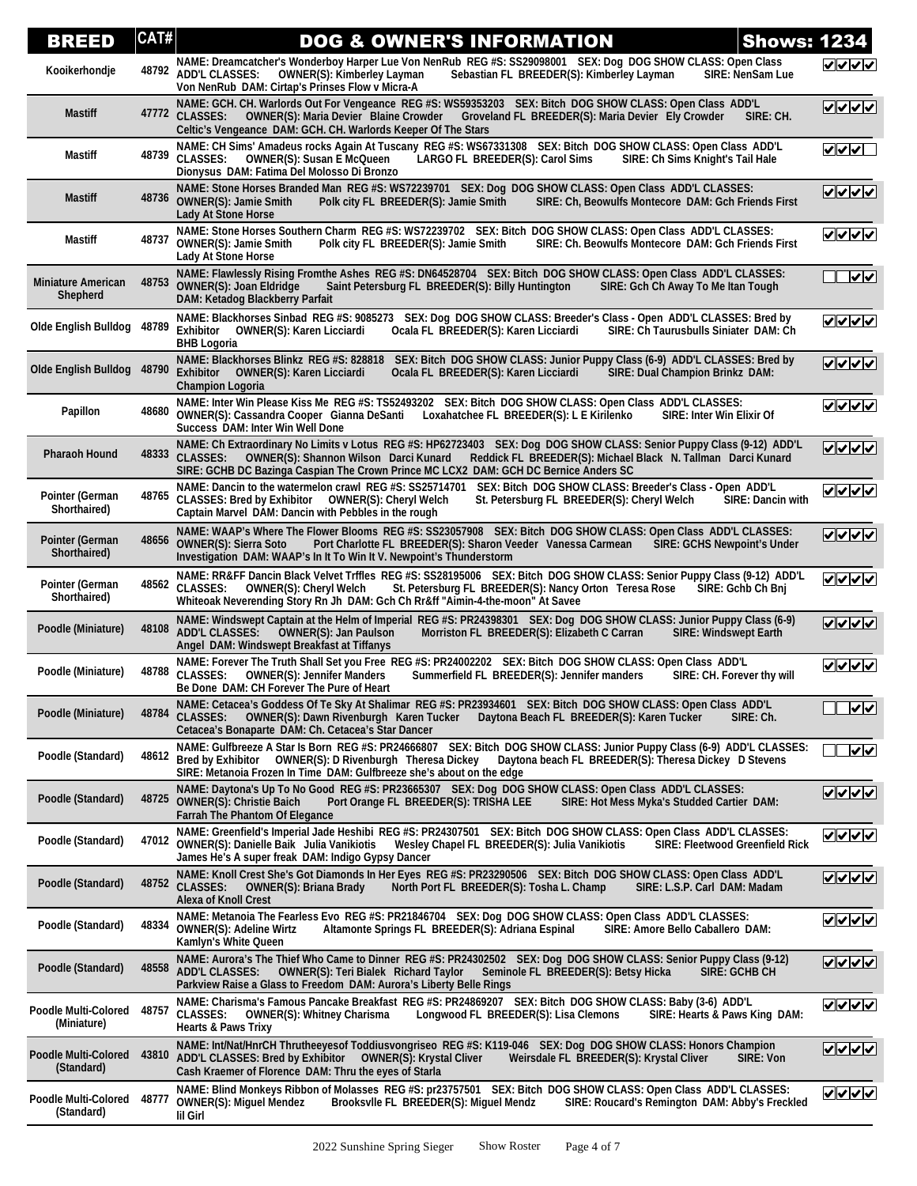| BREED | CAT# | DOG & OWNER'S INFORMATION | Shows: 1234 |
|---|---|---|---|
| Kooikerhondje | 48792 | NAME: Dreamcatcher's Wonderboy Harper Lue Von NenRub REG #S: SS29098001 SEX: Dog DOG SHOW CLASS: Open Class ADD'L CLASSES: OWNER(S): Kimberley Layman Sebastian FL BREEDER(S): Kimberley Layman SIRE: NenSam Lue Von NenRub DAM: Cirtap's Prinses Flow v Micra-A | ☑☑☑☑ |
| Mastiff | 47772 | NAME: GCH. CH. Warlords Out For Vengeance REG #S: WS59353203 SEX: Bitch DOG SHOW CLASS: Open Class ADD'L CLASSES: OWNER(S): Maria Devier Blaine Crowder Groveland FL BREEDER(S): Maria Devier Ely Crowder SIRE: CH. Celtic's Vengeance DAM: GCH. CH. Warlords Keeper Of The Stars | ☑☑☑☑ |
| Mastiff | 48739 | NAME: CH Sims' Amadeus rocks Again At Tuscany REG #S: WS67331308 SEX: Bitch DOG SHOW CLASS: Open Class ADD'L CLASSES: OWNER(S): Susan E McQueen LARGO FL BREEDER(S): Carol Sims SIRE: Ch Sims Knight's Tail Hale Dionysus DAM: Fatima Del Molosso Di Bronzo | ☑☑☑☐ |
| Mastiff | 48736 | NAME: Stone Horses Branded Man REG #S: WS72239701 SEX: Dog DOG SHOW CLASS: Open Class ADD'L CLASSES: OWNER(S): Jamie Smith Polk city FL BREEDER(S): Jamie Smith SIRE: Ch, Beowulfs Montecore DAM: Gch Friends First Lady At Stone Horse | ☑☑☑☑ |
| Mastiff | 48737 | NAME: Stone Horses Southern Charm REG #S: WS72239702 SEX: Bitch DOG SHOW CLASS: Open Class ADD'L CLASSES: OWNER(S): Jamie Smith Polk city FL BREEDER(S): Jamie Smith SIRE: Ch. Beowulfs Montecore DAM: Gch Friends First Lady At Stone Horse | ☑☑☑☑ |
| Miniature American Shepherd | 48753 | NAME: Flawlessly Rising Fromthe Ashes REG #S: DN64528704 SEX: Bitch DOG SHOW CLASS: Open Class ADD'L CLASSES: OWNER(S): Joan Eldridge Saint Petersburg FL BREEDER(S): Billy Huntington SIRE: Gch Ch Away To Me Itan Tough DAM: Ketadog Blackberry Parfait | ☐☐☑☑ |
| Olde English Bulldog | 48789 | NAME: Blackhorses Sinbad REG #S: 9085273 SEX: Dog DOG SHOW CLASS: Breeder's Class - Open ADD'L CLASSES: Bred by Exhibitor OWNER(S): Karen Licciardi Ocala FL BREEDER(S): Karen Licciardi SIRE: Ch Taurusbulls Siniater DAM: Ch BHB Logoria | ☑☑☑☑ |
| Olde English Bulldog | 48790 | NAME: Blackhorses Blinkz REG #S: 828818 SEX: Bitch DOG SHOW CLASS: Junior Puppy Class (6-9) ADD'L CLASSES: Bred by Exhibitor OWNER(S): Karen Licciardi Ocala FL BREEDER(S): Karen Licciardi SIRE: Dual Champion Brinkz DAM: Champion Logoria | ☑☑☑☑ |
| Papillon | 48680 | NAME: Inter Win Please Kiss Me REG #S: TS52493202 SEX: Bitch DOG SHOW CLASS: Open Class ADD'L CLASSES: OWNER(S): Cassandra Cooper Gianna DeSanti Loxahatchee FL BREEDER(S): L E Kirilenko SIRE: Inter Win Elixir Of Success DAM: Inter Win Well Done | ☑☑☑☑ |
| Pharaoh Hound | 48333 | NAME: Ch Extraordinary No Limits v Lotus REG #S: HP62723403 SEX: Dog DOG SHOW CLASS: Senior Puppy Class (9-12) ADD'L CLASSES: OWNER(S): Shannon Wilson Darci Kunard Reddick FL BREEDER(S): Michael Black N. Tallman Darci Kunard SIRE: GCHB DC Bazinga Caspian The Crown Prince MC LCX2 DAM: GCH DC Bernice Anders SC | ☑☑☑☑ |
| Pointer (German Shorthaired) | 48765 | NAME: Dancin to the watermelon crawl REG #S: SS25714701 SEX: Bitch DOG SHOW CLASS: Breeder's Class - Open ADD'L CLASSES: Bred by Exhibitor OWNER(S): Cheryl Welch St. Petersburg FL BREEDER(S): Cheryl Welch SIRE: Dancin with Captain Marvel DAM: Dancin with Pebbles in the rough | ☑☑☑☑ |
| Pointer (German Shorthaired) | 48656 | NAME: WAAP's Where The Flower Blooms REG #S: SS23057908 SEX: Bitch DOG SHOW CLASS: Open Class ADD'L CLASSES: OWNER(S): Sierra Soto Port Charlotte FL BREEDER(S): Sharon Veeder Vanessa Carmean SIRE: GCHS Newpoint's Under Investigation DAM: WAAP's In It To Win It V. Newpoint's Thunderstorm | ☑☑☑☑ |
| Pointer (German Shorthaired) | 48562 | NAME: RR&FF Dancin Black Velvet Trffles REG #S: SS28195006 SEX: Bitch DOG SHOW CLASS: Senior Puppy Class (9-12) ADD'L CLASSES: OWNER(S): Cheryl Welch St. Petersburg FL BREEDER(S): Nancy Orton Teresa Rose SIRE: Gchb Ch Bnj Whiteoak Neverending Story Rn Jh DAM: Gch Ch Rr&ff "Aimin-4-the-moon" At Savee | ☑☑☑☑ |
| Poodle (Miniature) | 48108 | NAME: Windswept Captain at the Helm of Imperial REG #S: PR24398301 SEX: Dog DOG SHOW CLASS: Junior Puppy Class (6-9) ADD'L CLASSES: OWNER(S): Jan Paulson Morriston FL BREEDER(S): Elizabeth C Carran SIRE: Windswept Earth Angel DAM: Windswept Breakfast at Tiffanys | ☑☑☑☑ |
| Poodle (Miniature) | 48788 | NAME: Forever The Truth Shall Set you Free REG #S: PR24002202 SEX: Bitch DOG SHOW CLASS: Open Class ADD'L CLASSES: OWNER(S): Jennifer Manders Summerfield FL BREEDER(S): Jennifer manders SIRE: CH. Forever thy will Be Done DAM: CH Forever The Pure of Heart | ☑☑☑☑ |
| Poodle (Miniature) | 48784 | NAME: Cetacea's Goddess Of Te Sky At Shalimar REG #S: PR23934601 SEX: Bitch DOG SHOW CLASS: Open Class ADD'L CLASSES: OWNER(S): Dawn Rivenburgh Karen Tucker Daytona Beach FL BREEDER(S): Karen Tucker SIRE: Ch. Cetacea's Bonaparte DAM: Ch. Cetacea's Star Dancer | ☐☐☑☑ |
| Poodle (Standard) | 48612 | NAME: Gulfbreeze A Star Is Born REG #S: PR24666807 SEX: Bitch DOG SHOW CLASS: Junior Puppy Class (6-9) ADD'L CLASSES: Bred by Exhibitor OWNER(S): D Rivenburgh Theresa Dickey Daytona beach FL BREEDER(S): Theresa Dickey D Stevens SIRE: Metanoia Frozen In Time DAM: Gulfbreeze she's about on the edge | ☐☐☑☑ |
| Poodle (Standard) | 48725 | NAME: Daytona's Up To No Good REG #S: PR23665307 SEX: Dog DOG SHOW CLASS: Open Class ADD'L CLASSES: OWNER(S): Christie Baich Port Orange FL BREEDER(S): TRISHA LEE SIRE: Hot Mess Myka's Studded Cartier DAM: Farrah The Phantom Of Elegance | ☑☑☑☑ |
| Poodle (Standard) | 47012 | NAME: Greenfield's Imperial Jade Heshibi REG #S: PR24307501 SEX: Bitch DOG SHOW CLASS: Open Class ADD'L CLASSES: OWNER(S): Danielle Baik Julia Vanikiotis Wesley Chapel FL BREEDER(S): Julia Vanikiotis SIRE: Fleetwood Greenfield Rick James He's A super freak DAM: Indigo Gypsy Dancer | ☑☑☑☑ |
| Poodle (Standard) | 48752 | NAME: Knoll Crest She's Got Diamonds In Her Eyes REG #S: PR23290506 SEX: Bitch DOG SHOW CLASS: Open Class ADD'L CLASSES: OWNER(S): Briana Brady North Port FL BREEDER(S): Tosha L. Champ SIRE: L.S.P. Carl DAM: Madam Alexa of Knoll Crest | ☑☑☑☑ |
| Poodle (Standard) | 48334 | NAME: Metanoia The Fearless Evo REG #S: PR21846704 SEX: Dog DOG SHOW CLASS: Open Class ADD'L CLASSES: OWNER(S): Adeline Wirtz Altamonte Springs FL BREEDER(S): Adriana Espinal SIRE: Amore Bello Caballero DAM: Kamlyn's White Queen | ☑☑☑☑ |
| Poodle (Standard) | 48558 | NAME: Aurora's The Thief Who Came to Dinner REG #S: PR24302502 SEX: Dog DOG SHOW CLASS: Senior Puppy Class (9-12) ADD'L CLASSES: OWNER(S): Teri Bialek Richard Taylor Seminole FL BREEDER(S): Betsy Hicka SIRE: GCHB CH Parkview Raise a Glass to Freedom DAM: Aurora's Liberty Belle Rings | ☑☑☑☑ |
| Poodle Multi-Colored (Miniature) | 48757 | NAME: Charisma's Famous Pancake Breakfast REG #S: PR24869207 SEX: Bitch DOG SHOW CLASS: Baby (3-6) ADD'L CLASSES: OWNER(S): Whitney Charisma Longwood FL BREEDER(S): Lisa Clemons SIRE: Hearts & Paws King DAM: Hearts & Paws Trixy | ☑☑☑☑ |
| Poodle Multi-Colored (Standard) | 43810 | NAME: Int/Nat/HnrCH Thrutheeyesof Toddiusvongriseo REG #S: K119-046 SEX: Dog DOG SHOW CLASS: Honors Champion ADD'L CLASSES: Bred by Exhibitor OWNER(S): Krystal Cliver Weirsdale FL BREEDER(S): Krystal Cliver SIRE: Von Cash Kraemer of Florence DAM: Thru the eyes of Starla | ☑☑☑☑ |
| Poodle Multi-Colored (Standard) | 48777 | NAME: Blind Monkeys Ribbon of Molasses REG #S: pr23757501 SEX: Bitch DOG SHOW CLASS: Open Class ADD'L CLASSES: OWNER(S): Miguel Mendez Brooksvlle FL BREEDER(S): Miguel Mendz SIRE: Roucard's Remington DAM: Abby's Freckled lil Girl | ☑☑☑☑ |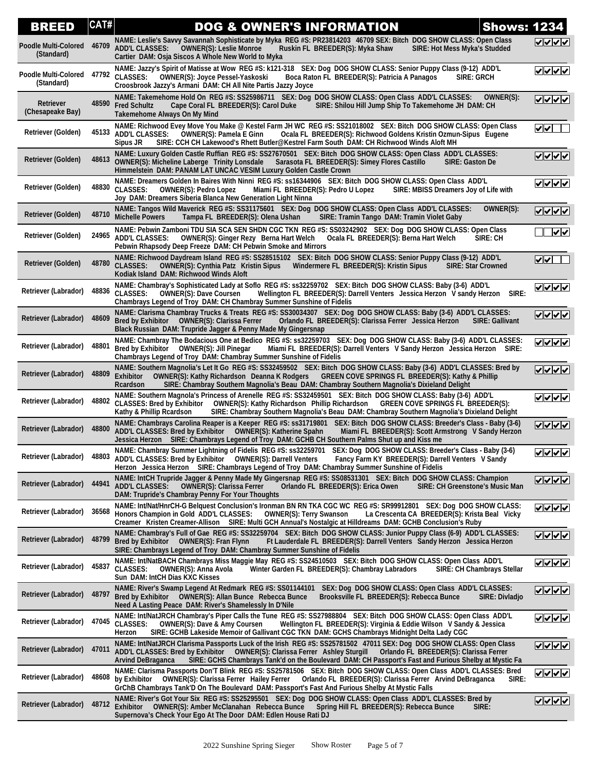| BREED | CAT# | DOG & OWNER'S INFORMATION | Shows: 1234 |
|---|---|---|---|
| Poodle Multi-Colored (Standard) | 46709 | NAME: Leslie's Savvy Savannah Sophisticate by Myka REG #S: PR23814203 46709 SEX: Bitch DOG SHOW CLASS: Open Class ADD'L CLASSES: OWNER(S): Leslie Monroe Ruskin FL BREEDER(S): Myka Shaw SIRE: Hot Mess Myka's Studded Cartier DAM: Osja Siscos A Whole New World to Myka | ☑☑☑☑ |
| Poodle Multi-Colored (Standard) | 47792 | NAME: Jazzy's Spirit of Matisse at Wow REG #S: k121-318 SEX: Dog DOG SHOW CLASS: Senior Puppy Class (9-12) ADD'L CLASSES: OWNER(S): Joyce Pessel-Yaskoski Boca Raton FL BREEDER(S): Patricia A Panagos SIRE: GRCH Croosbrook Jazzy's Armani DAM: CH All Nite Partis Jazzy Joyce | ☑☑☑☑ |
| Retriever (Chesapeake Bay) | 48590 | NAME: Takemehome Hold On REG #S: SS25986711 SEX: Dog DOG SHOW CLASS: Open Class ADD'L CLASSES: OWNER(S): Fred Schultz Cape Coral FL BREEDER(S): Carol Duke SIRE: Shilou Hill Jump Ship To Takemehome JH DAM: CH Takemehome Always On My Mind | ☑☑☑☑ |
| Retriever (Golden) | 45133 | NAME: Richwood Evey Move You Make @ Kestel Farm JH WC REG #S: SS21018002 SEX: Bitch DOG SHOW CLASS: Open Class ADD'L CLASSES: OWNER(S): Pamela E Ginn Ocala FL BREEDER(S): Richwood Goldens Kristin Ozmun-Sipus Eugene Sipus JR SIRE: CCH CH Lakewood's Rhett Butler@Kestrel Farm South DAM: CH Richwood Winds Aloft MH | ☑☑☐☐ |
| Retriever (Golden) | 48613 | NAME: Luxury Golden Castle Ruffian REG #S: SS27670501 SEX: Bitch DOG SHOW CLASS: Open Class ADD'L CLASSES: OWNER(S): Micheline Laberge Trinity Lonsdale Sarasota FL BREEDER(S): Simey Flores Castillo SIRE: Gaston De Himmelstein DAM: PANAM LAT UNCAC VESIM Luxury Golden Castle Crown | ☑☑☑☑ |
| Retriever (Golden) | 48830 | NAME: Dreamers Golden In Baires With Ninni REG #S: ss16344906 SEX: Bitch DOG SHOW CLASS: Open Class ADD'L CLASSES: OWNER(S): Pedro Lopez Miami FL BREEDER(S): Pedro U Lopez SIRE: MBISS Dreamers Joy of Life with Joy DAM: Dreamers Siberia Blanca New Generation Light Ninna | ☑☑☑☑ |
| Retriever (Golden) | 48710 | NAME: Tangos Wild Maverick REG #S: SS31175601 SEX: Dog DOG SHOW CLASS: Open Class ADD'L CLASSES: OWNER(S): Michelle Powers Tampa FL BREEDER(S): Olena Ushan SIRE: Tramin Tango DAM: Tramin Violet Gaby | ☑☑☑☑ |
| Retriever (Golden) | 24965 | NAME: Pebwin Zamboni TDU SIA SCA SEN SHDN CGC TKN REG #S: SS03242902 SEX: Dog DOG SHOW CLASS: Open Class ADD'L CLASSES: OWNER(S): Ginger Rezy Berna Hart Welch Ocala FL BREEDER(S): Berna Hart Welch SIRE: CH Pebwin Rhapsody Deep Freeze DAM: CH Pebwin Smoke and Mirrors | ☐☐☑☑ |
| Retriever (Golden) | 48780 | NAME: Richwood Daydream Island REG #S: SS28515102 SEX: Bitch DOG SHOW CLASS: Senior Puppy Class (9-12) ADD'L CLASSES: OWNER(S): Cynthia Patz Kristin Sipus Windermere FL BREEDER(S): Kristin Sipus SIRE: Star Crowned Kodiak Island DAM: Richwood Winds Aloft | ☑☑☐☐ |
| Retriever (Labrador) | 48836 | NAME: Chambray's Sophisticated Lady at Soflo REG #S: ss32259702 SEX: Bitch DOG SHOW CLASS: Baby (3-6) ADD'L CLASSES: OWNER(S): Dave Coursen Wellington FL BREEDER(S): Darrell Venters Jessica Herzon V sandy Herzon SIRE: Chambrays Legend of Troy DAM: CH Chambray Summer Sunshine of Fidelis | ☑☑☑☑ |
| Retriever (Labrador) | 48609 | NAME: Clarisma Chambray Trucks & Treats REG #S: SS30034307 SEX: Dog DOG SHOW CLASS: Baby (3-6) ADD'L CLASSES: Bred by Exhibitor OWNER(S): Clarissa Ferrer Orlando FL BREEDER(S): Clarissa Ferrer Jessica Herzon SIRE: Gallivant Black Russian DAM: Trupride Jagger & Penny Made My Gingersnap | ☑☑☑☑ |
| Retriever (Labrador) | 48801 | NAME: Chambray The Bodacious One at Bedico REG #S: ss32259703 SEX: Dog DOG SHOW CLASS: Baby (3-6) ADD'L CLASSES: Bred by Exhibitor OWNER(S): Jill Pinegar Miami FL BREEDER(S): Darrell Venters V Sandy Herzon Jessica Herzon SIRE: Chambrays Legend of Troy DAM: Chambray Summer Sunshine of Fidelis | ☑☑☑☑ |
| Retriever (Labrador) | 48809 | NAME: Southern Magnolia's Let It Go REG #S: SS32459502 SEX: Bitch DOG SHOW CLASS: Baby (3-6) ADD'L CLASSES: Bred by Exhibitor OWNER(S): Kathy Richardson Deanna K Rodgers GREEN COVE SPRINGS FL BREEDER(S): Kathy & Phillip Rcardson SIRE: Chambray Southern Magnolia's Beau DAM: Chambray Southern Magnolia's Dixieland Delight | ☑☑☑☑ |
| Retriever (Labrador) | 48802 | NAME: Southern Magnolia's Princess of Arenelle REG #S: SS32459501 SEX: Bitch DOG SHOW CLASS: Baby (3-6) ADD'L CLASSES: Bred by Exhibitor OWNER(S): Kathy Richardson Phillip Richardson GREEN COVE SPRINGS FL BREEDER(S): Kathy & Phillip Rcardson SIRE: Chambray Southern Magnolia's Beau DAM: Chambray Southern Magnolia's Dixieland Delight | ☑☑☑☑ |
| Retriever (Labrador) | 48800 | NAME: Chambrays Carolina Reaper is a Keeper REG #S: ss31719801 SEX: Bitch DOG SHOW CLASS: Breeder's Class - Baby (3-6) ADD'L CLASSES: Bred by Exhibitor OWNER(S): Katherine Spahn Miami FL BREEDER(S): Scott Armstrong V Sandy Herzon Jessica Herzon SIRE: Chambrays Legend of Troy DAM: GCHB CH Southern Palms Shut up and Kiss me | ☑☑☑☑ |
| Retriever (Labrador) | 48803 | NAME: Chambray Summer Lightning of Fidelis REG #S: ss32259701 SEX: Dog DOG SHOW CLASS: Breeder's Class - Baby (3-6) ADD'L CLASSES: Bred by Exhibitor OWNER(S): Darrell Venters Fancy Farm KY BREEDER(S): Darrell Venters V Sandy Herzon Jessica Herzon SIRE: Chambrays Legend of Troy DAM: Chambray Summer Sunshine of Fidelis | ☑☑☑☑ |
| Retriever (Labrador) | 44941 | NAME: IntCH Trupride Jagger & Penny Made My Gingersnap REG #S: SS08531301 SEX: Bitch DOG SHOW CLASS: Champion ADD'L CLASSES: OWNER(S): Clarissa Ferrer Orlando FL BREEDER(S): Erica Owen SIRE: CH Greenstone's Music Man DAM: Trupride's Chambray Penny For Your Thoughts | ☑☑☑☑ |
| Retriever (Labrador) | 36568 | NAME: Int/Nat/HnrCH-G Belquest Conclusion's Ironman BN RN TKA CGC WC REG #S: SR99912801 SEX: Dog DOG SHOW CLASS: Honors Champion in Gold ADD'L CLASSES: OWNER(S): Terry Swanson La Crescenta CA BREEDER(S): Krista Beal Vicky Creamer Kristen Creamer-Allison SIRE: Multi GCH Annual's Nostalgic at Hilldreams DAM: GCHB Conclusion's Ruby | ☑☑☑☑ |
| Retriever (Labrador) | 48799 | NAME: Chambray's Full of Gae REG #S: SS32259704 SEX: Bitch DOG SHOW CLASS: Junior Puppy Class (6-9) ADD'L CLASSES: Bred by Exhibitor OWNER(S): Fran Flynn Ft Lauderdale FL BREEDER(S): Darrell Venters Sandy Herzon Jessica Herzon SIRE: Chambrays Legend of Troy DAM: Chambray Summer Sunshine of Fidelis | ☑☑☑☑ |
| Retriever (Labrador) | 45837 | NAME: Int/NatBACH Chambrays Miss Maggie May REG #S: SS24510503 SEX: Bitch DOG SHOW CLASS: Open Class ADD'L CLASSES: OWNER(S): Anna Avola Winter Garden FL BREEDER(S): Chambray Labradors SIRE: CH Chambrays Stellar Sun DAM: IntCH Dias KXC Kisses | ☑☑☑☑ |
| Retriever (Labrador) | 48797 | NAME: River's Swamp Legend At Redmark REG #S: SS01144101 SEX: Dog DOG SHOW CLASS: Open Class ADD'L CLASSES: Bred by Exhibitor OWNER(S): Allan Bunce Rebecca Bunce Brooksville FL BREEDER(S): Rebecca Bunce SIRE: Divladjo Need A Lasting Peace DAM: River's Shamelessly In D'Nile | ☑☑☑☑ |
| Retriever (Labrador) | 47045 | NAME: Int/NatJRCH Chambray's Piper Calls the Tune REG #S: SS27988804 SEX: Bitch DOG SHOW CLASS: Open Class ADD'L CLASSES: OWNER(S): Dave & Amy Coursen Wellington FL BREEDER(S): Virginia & Eddie Wilson V Sandy & Jessica Herzon SIRE: GCHB Lakeside Memoir of Gallivant CGC TKN DAM: GCHS Chambrays Midnight Delta Lady CGC | ☑☑☑☑ |
| Retriever (Labrador) | 47011 | NAME: Int/NatJRCH Clarisma Passports Luck of the Irish REG #S: SS25781502 47011 SEX: Dog DOG SHOW CLASS: Open Class ADD'L CLASSES: Bred by Exhibitor OWNER(S): Clarissa Ferrer Ashley Sturgill Orlando FL BREEDER(S): Clarissa Ferrer Arvind DeBraganca SIRE: GCHS Chambrays Tank'd on the Boulevard DAM: CH Passport's Fast and Furious Shelby at Mystic Fa | ☑☑☑☑ |
| Retriever (Labrador) | 48608 | NAME: Clarisma Passports Don'T Blink REG #S: SS25781506 SEX: Bitch DOG SHOW CLASS: Open Class ADD'L CLASSES: Bred by Exhibitor OWNER(S): Clarissa Ferrer Hailey Ferrer Orlando FL BREEDER(S): Clarissa Ferrer Arvind DeBraganca SIRE: GrChB Chambrays Tank'D On The Boulevard DAM: Passport's Fast And Furious Shelby At Mystic Falls | ☑☑☑☑ |
| Retriever (Labrador) | 48712 | NAME: River's Got Your Six REG #S: SS25295501 SEX: Dog DOG SHOW CLASS: Open Class ADD'L CLASSES: Bred by Exhibitor OWNER(S): Amber McClanahan Rebecca Bunce Spring Hill FL BREEDER(S): Rebecca Bunce SIRE: Supernova's Check Your Ego At The Door DAM: Edlen House Rati DJ | ☑☑☑☑ |

2022 Sunshine Spring Sieger Show Roster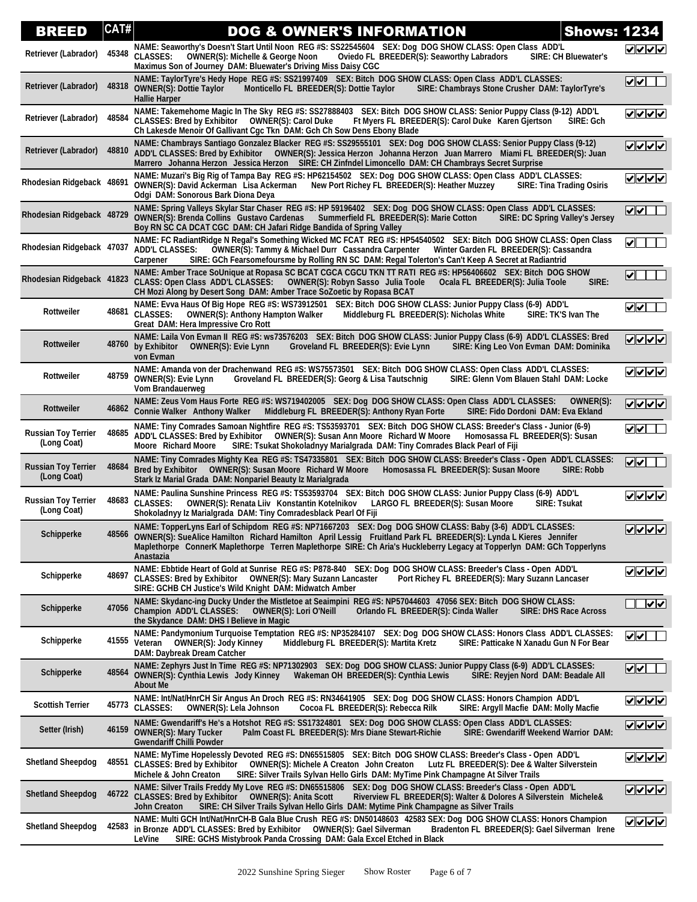| BREED | CAT# | DOG & OWNER'S INFORMATION | Shows: 1234 |
|---|---|---|---|
| Retriever (Labrador) | 45348 | NAME: Seaworthy's Doesn't Start Until Noon REG #S: SS22545604 SEX: Dog DOG SHOW CLASS: Open Class ADD'L CLASSES: OWNER(S): Michelle & George Noon Oviedo FL BREEDER(S): Seaworthy Labradors SIRE: CH Bluewater's Maximus Son of Journey DAM: Bluewater's Driving Miss Daisy CGC | ☑☑☑☑ |
| Retriever (Labrador) | 48318 | NAME: TaylorTyre's Hedy Hope REG #S: SS21997409 SEX: Bitch DOG SHOW CLASS: Open Class ADD'L CLASSES: OWNER(S): Dottie Taylor Monticello FL BREEDER(S): Dottie Taylor SIRE: Chambrays Stone Crusher DAM: TaylorTyre's Hallie Harper | ☑☑☐☐ |
| Retriever (Labrador) | 48584 | NAME: Takemehome Magic In The Sky REG #S: SS27888403 SEX: Bitch DOG SHOW CLASS: Senior Puppy Class (9-12) ADD'L CLASSES: Bred by Exhibitor OWNER(S): Carol Duke Ft Myers FL BREEDER(S): Carol Duke Karen Gjertson SIRE: Gch Ch Lakesde Menoir Of Gallivant Cgc Tkn DAM: Gch Ch Sow Dens Ebony Blade | ☑☑☑☑ |
| Retriever (Labrador) | 48810 | NAME: Chambrays Santiago Gonzalez Blacker REG #S: SS29555101 SEX: Dog DOG SHOW CLASS: Senior Puppy Class (9-12) ADD'L CLASSES: Bred by Exhibitor OWNER(S): Jessica Herzon Johanna Herzon Juan Marrero Miami FL BREEDER(S): Juan Marrero Johanna Herzon Jessica Herzon SIRE: CH Zinfndel Limoncello DAM: CH Chambrays Secret Surprise | ☑☑☑☑ |
| Rhodesian Ridgeback | 48691 | NAME: Muzari's Big Rig of Tampa Bay REG #S: HP62154502 SEX: Dog DOG SHOW CLASS: Open Class ADD'L CLASSES: OWNER(S): David Ackerman Lisa Ackerman New Port Richey FL BREEDER(S): Heather Muzzey SIRE: Tina Trading Osiris Odgi DAM: Sonorous Bark Diona Deya | ☑☑☑☑ |
| Rhodesian Ridgeback | 48729 | NAME: Spring Valleys Skylar Star Chaser REG #S: HP 59196402 SEX: Dog DOG SHOW CLASS: Open Class ADD'L CLASSES: OWNER(S): Brenda Collins Gustavo Cardenas Summerfield FL BREEDER(S): Marie Cotton SIRE: DC Spring Valley's Jersey Boy RN SC CA DCAT CGC DAM: CH Jafari Ridge Bandida of Spring Valley | ☑☑☐☐ |
| Rhodesian Ridgeback | 47037 | NAME: FC RadiantRidge N Regal's Something Wicked MC FCAT REG #S: HP54540502 SEX: Bitch DOG SHOW CLASS: Open Class ADD'L CLASSES: OWNER(S): Tammy & Michael Durr Cassandra Carpenter Winter Garden FL BREEDER(S): Cassandra Carpener SIRE: GCh Fearsomefoursme by Rolling RN SC DAM: Regal Tolerton's Can't Keep A Secret at Radiantrid | ☑☐☐☐ |
| Rhodesian Ridgeback | 41823 | NAME: Amber Trace SoUnique at Ropasa SC BCAT CGCA CGCU TKN TT RATI REG #S: HP56406602 SEX: Bitch DOG SHOW CLASS: Open Class ADD'L CLASSES: OWNER(S): Robyn Sasso Julia Toole Ocala FL BREEDER(S): Julia Toole SIRE: CH Mozi Along by Desert Song DAM: Amber Trace SoZoetic by Ropasa BCAT | ☑☐☐☐ |
| Rottweiler | 48681 | NAME: Evva Haus Of Big Hope REG #S: WS73912501 SEX: Bitch DOG SHOW CLASS: Junior Puppy Class (6-9) ADD'L CLASSES: OWNER(S): Anthony Hampton Walker Middleburg FL BREEDER(S): Nicholas White SIRE: TK'S Ivan The Great DAM: Hera Impressive Cro Rott | ☑☑☐☐ |
| Rottweiler | 48760 | NAME: Laila Von Evman II REG #S: ws73576203 SEX: Bitch DOG SHOW CLASS: Junior Puppy Class (6-9) ADD'L CLASSES: Bred by Exhibitor OWNER(S): Evie Lynn Groveland FL BREEDER(S): Evie Lynn SIRE: King Leo Von Evman DAM: Dominika von Evman | ☑☑☑☑ |
| Rottweiler | 48759 | NAME: Amanda von der Drachenwand REG #S: WS75573501 SEX: Bitch DOG SHOW CLASS: Open Class ADD'L CLASSES: OWNER(S): Evie Lynn Groveland FL BREEDER(S): Georg & Lisa Tautschnig SIRE: Glenn Vom Blauen Stahl DAM: Locke Vom Brandauerweg | ☑☑☑☑ |
| Rottweiler | 46862 | NAME: Zeus Vom Haus Forte REG #S: WS719402005 SEX: Dog DOG SHOW CLASS: Open Class ADD'L CLASSES: OWNER(S): Connie Walker Anthony Walker Middleburg FL BREEDER(S): Anthony Ryan Forte SIRE: Fido Dordoni DAM: Eva Ekland | ☑☑☑☑ |
| Russian Toy Terrier (Long Coat) | 48685 | NAME: Tiny Comrades Samoan Nightfire REG #S: TS53593701 SEX: Bitch DOG SHOW CLASS: Breeder's Class - Junior (6-9) ADD'L CLASSES: Bred by Exhibitor OWNER(S): Susan Ann Moore Richard W Moore Homosassa FL BREEDER(S): Susan Moore Richard Moore SIRE: Tsukat Shokoladnyy Marialgrada DAM: Tiny Comrades Black Pearl of Fiji | ☑☑☐☐ |
| Russian Toy Terrier (Long Coat) | 48684 | NAME: Tiny Comrades Mighty Kea REG #S: TS47335801 SEX: Bitch DOG SHOW CLASS: Breeder's Class - Open ADD'L CLASSES: Bred by Exhibitor OWNER(S): Susan Moore Richard W Moore Homosassa FL BREEDER(S): Susan Moore SIRE: Robb Stark Iz Marial Grada DAM: Nonpariel Beauty Iz Marialgrada | ☑☑☐☐ |
| Russian Toy Terrier (Long Coat) | 48683 | NAME: Paulina Sunshine Princess REG #S: TS53593704 SEX: Bitch DOG SHOW CLASS: Junior Puppy Class (6-9) ADD'L CLASSES: OWNER(S): Renata Liiv Konstantin Kotelnikov LARGO FL BREEDER(S): Susan Moore SIRE: Tsukat Shokoladnyy Iz Marialgrada DAM: Tiny Comradesblack Pearl Of Fiji | ☑☑☑☑ |
| Schipperke | 48566 | NAME: TopperLyns Earl of Schipdom REG #S: NP71667203 SEX: Dog DOG SHOW CLASS: Baby (3-6) ADD'L CLASSES: OWNER(S): SueAlice Hamilton Richard Hamilton April Lessig Fruitland Park FL BREEDER(S): Lynda L Kieres Jennifer Maplethorpe ConnerK Maplethorpe Terren Maplethorpe SIRE: Ch Aria's Huckleberry Legacy at Topperlyn DAM: GCh Topperlyns Anastazia | ☑☑☑☑ |
| Schipperke | 48697 | NAME: Ebbtide Heart of Gold at Sunrise REG #S: P878-840 SEX: Dog DOG SHOW CLASS: Breeder's Class - Open ADD'L CLASSES: Bred by Exhibitor OWNER(S): Mary Suzann Lancaster Port Richey FL BREEDER(S): Mary Suzann Lancaser SIRE: GCHB CH Justice's Wild Knight DAM: Midwatch Amber | ☑☑☑☑ |
| Schipperke | 47056 | NAME: Skydanc-ing Ducky Under the Mistletoe at Seaimpini REG #S: NP57044603 47056 SEX: Bitch DOG SHOW CLASS: Champion ADD'L CLASSES: OWNER(S): Lori O'Neill Orlando FL BREEDER(S): Cinda Waller SIRE: DHS Race Across the Skydance DAM: DHS I Believe in Magic | ☐☐☑☑ |
| Schipperke | 41555 | NAME: Pandymonium Turquoise Temptation REG #S: NP35284107 SEX: Dog DOG SHOW CLASS: Honors Class ADD'L CLASSES: Veteran OWNER(S): Jody Kinney Middleburg FL BREEDER(S): Martita Kretz SIRE: Patticake N Xanadu Gun N For Bear DAM: Daybreak Dream Catcher | ☑☑☐☐ |
| Schipperke | 48564 | NAME: Zephyrs Just In Time REG #S: NP71302903 SEX: Dog DOG SHOW CLASS: Junior Puppy Class (6-9) ADD'L CLASSES: OWNER(S): Cynthia Lewis Jody Kinney Wakeman OH BREEDER(S): Cynthia Lewis SIRE: Reyjen Nord DAM: Beadale All About Me | ☑☑☐☐ |
| Scottish Terrier | 45773 | NAME: Int/Nat/HnrCH Sir Angus An Droch REG #S: RN34641905 SEX: Dog DOG SHOW CLASS: Honors Champion ADD'L CLASSES: OWNER(S): Lela Johnson Cocoa FL BREEDER(S): Rebecca Rilk SIRE: Argyll Macfie DAM: Molly Macfie | ☑☑☑☑ |
| Setter (Irish) | 46159 | NAME: Gwendariff's He's a Hotshot REG #S: SS17324801 SEX: Dog DOG SHOW CLASS: Open Class ADD'L CLASSES: OWNER(S): Mary Tucker Palm Coast FL BREEDER(S): Mrs Diane Stewart-Richie SIRE: Gwendariff Weekend Warrior DAM: Gwendariff Chilli Powder | ☑☑☑☑ |
| Shetland Sheepdog | 48551 | NAME: MyTime Hopelessly Devoted REG #S: DN65515805 SEX: Bitch DOG SHOW CLASS: Breeder's Class - Open ADD'L CLASSES: Bred by Exhibitor OWNER(S): Michele A Creaton John Creaton Lutz FL BREEDER(S): Dee & Walter Silverstein Michele & John Creaton SIRE: Silver Trails Sylvan Hello Girls DAM: MyTime Pink Champagne At Silver Trails | ☑☑☑☑ |
| Shetland Sheepdog | 46722 | NAME: Silver Trails Freddy My Love REG #S: DN65515806 SEX: Dog DOG SHOW CLASS: Breeder's Class - Open ADD'L CLASSES: Bred by Exhibitor OWNER(S): Anita Scott Riverview FL BREEDER(S): Walter & Dolores A Silverstein Michele& John Creaton SIRE: CH Silver Trails Sylvan Hello Girls DAM: Mytime Pink Champagne as Silver Trails | ☑☑☑☑ |
| Shetland Sheepdog | 42583 | NAME: Multi GCH Int/Nat/HnrCH-B Gala Blue Crush REG #S: DN50148603 42583 SEX: Dog DOG SHOW CLASS: Honors Champion in Bronze ADD'L CLASSES: Bred by Exhibitor OWNER(S): Gael Silverman Bradenton FL BREEDER(S): Gael Silverman Irene LeVine SIRE: GCHS Mistybrook Panda Crossing DAM: Gala Excel Etched in Black | ☑☑☑☑ |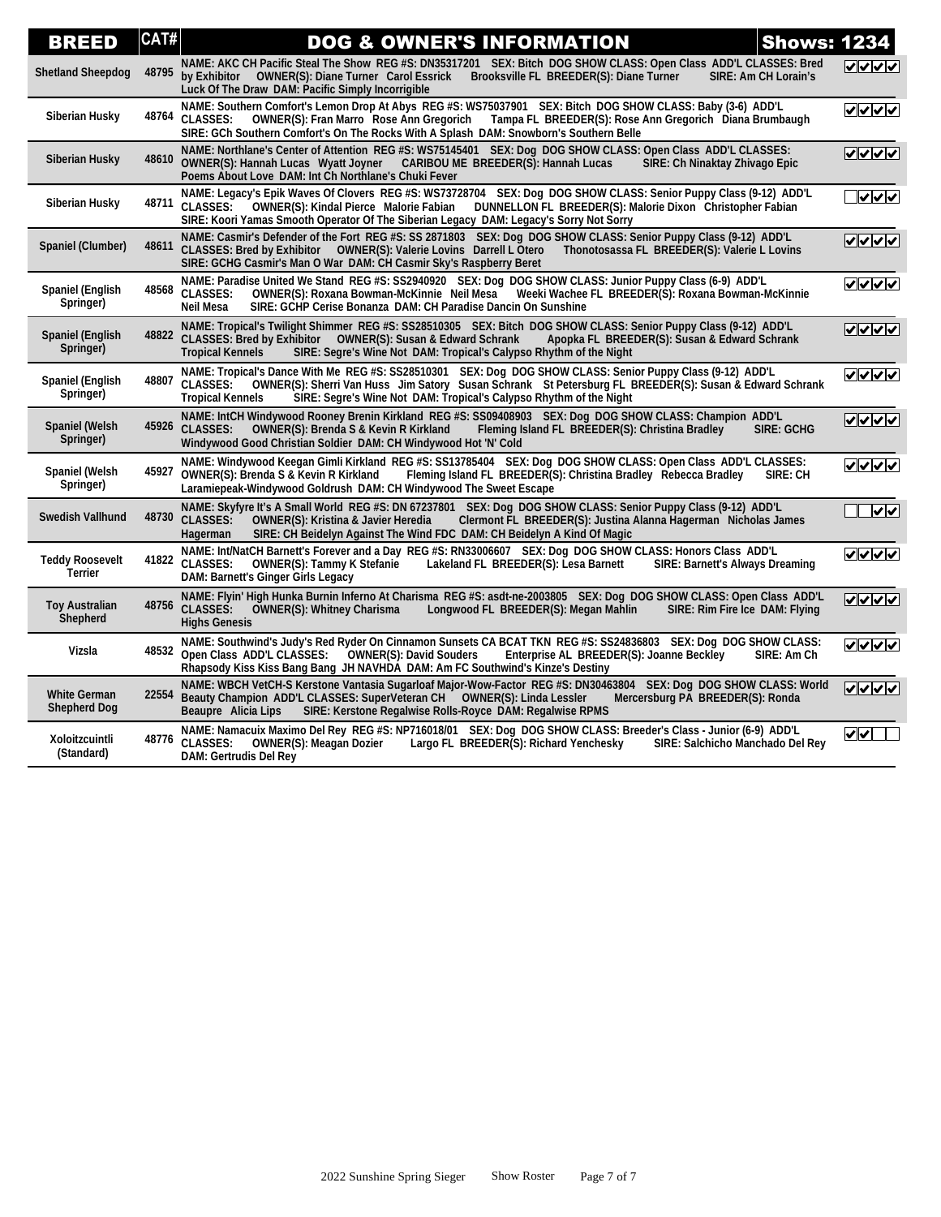| BREED | CAT# | DOG & OWNER'S INFORMATION | Shows: 1234 |
|---|---|---|---|
| Shetland Sheepdog | 48795 | NAME: AKC CH Pacific Steal The Show REG #S: DN35317201 SEX: Bitch DOG SHOW CLASS: Open Class ADD'L CLASSES: Bred by Exhibitor OWNER(S): Diane Turner Carol Essrick Brooksville FL BREEDER(S): Diane Turner SIRE: Am CH Lorain's Luck Of The Draw DAM: Pacific Simply Incorrigible | ☑☑☑☑ |
| Siberian Husky | 48764 | NAME: Southern Comfort's Lemon Drop At Abys REG #S: WS75037901 SEX: Bitch DOG SHOW CLASS: Baby (3-6) ADD'L CLASSES: OWNER(S): Fran Marro Rose Ann Gregorich Tampa FL BREEDER(S): Rose Ann Gregorich Diana Brumbaugh SIRE: GCh Southern Comfort's On The Rocks With A Splash DAM: Snowborn's Southern Belle | ☑☑☑☑ |
| Siberian Husky | 48610 | NAME: Northlane's Center of Attention REG #S: WS75145401 SEX: Dog DOG SHOW CLASS: Open Class ADD'L CLASSES: OWNER(S): Hannah Lucas Wyatt Joyner CARIBOU ME BREEDER(S): Hannah Lucas SIRE: Ch Ninaktay Zhivago Epic Poems About Love DAM: Int Ch Northlane's Chuki Fever | ☑☑☑☑ |
| Siberian Husky | 48711 | NAME: Legacy's Epik Waves Of Clovers REG #S: WS73728704 SEX: Dog DOG SHOW CLASS: Senior Puppy Class (9-12) ADD'L CLASSES: OWNER(S): Kindal Pierce Malorie Fabian DUNNELLON FL BREEDER(S): Malorie Dixon Christopher Fabian SIRE: Koori Yamas Smooth Operator Of The Siberian Legacy DAM: Legacy's Sorry Not Sorry | ☐☑☑☑ |
| Spaniel (Clumber) | 48611 | NAME: Casmir's Defender of the Fort REG #S: SS 2871803 SEX: Dog DOG SHOW CLASS: Senior Puppy Class (9-12) ADD'L CLASSES: Bred by Exhibitor OWNER(S): Valerie Lovins Darrell L Otero Thonotosassa FL BREEDER(S): Valerie L Lovins SIRE: GCHG Casmir's Man O War DAM: CH Casmir Sky's Raspberry Beret | ☑☑☑☑ |
| Spaniel (English Springer) | 48568 | NAME: Paradise United We Stand REG #S: SS2940920 SEX: Dog DOG SHOW CLASS: Junior Puppy Class (6-9) ADD'L CLASSES: OWNER(S): Roxana Bowman-McKinnie Neil Mesa Weeki Wachee FL BREEDER(S): Roxana Bowman-McKinnie Neil Mesa SIRE: GCHP Cerise Bonanza DAM: CH Paradise Dancin On Sunshine | ☑☑☑☑ |
| Spaniel (English Springer) | 48822 | NAME: Tropical's Twilight Shimmer REG #S: SS28510305 SEX: Bitch DOG SHOW CLASS: Senior Puppy Class (9-12) ADD'L CLASSES: Bred by Exhibitor OWNER(S): Susan & Edward Schrank Apopka FL BREEDER(S): Susan & Edward Schrank Tropical Kennels SIRE: Segre's Wine Not DAM: Tropical's Calypso Rhythm of the Night | ☑☑☑☑ |
| Spaniel (English Springer) | 48807 | NAME: Tropical's Dance With Me REG #S: SS28510301 SEX: Dog DOG SHOW CLASS: Senior Puppy Class (9-12) ADD'L CLASSES: OWNER(S): Sherri Van Huss Jim Satory Susan Schrank St Petersburg FL BREEDER(S): Susan & Edward Schrank Tropical Kennels SIRE: Segre's Wine Not DAM: Tropical's Calypso Rhythm of the Night | ☑☑☑☑ |
| Spaniel (Welsh Springer) | 45926 | NAME: IntCH Windywood Rooney Brenin Kirkland REG #S: SS09408903 SEX: Dog DOG SHOW CLASS: Champion ADD'L CLASSES: OWNER(S): Brenda S & Kevin R Kirkland Fleming Island FL BREEDER(S): Christina Bradley SIRE: GCHG Windywood Good Christian Soldier DAM: CH Windywood Hot 'N' Cold | ☑☑☑☑ |
| Spaniel (Welsh Springer) | 45927 | NAME: Windywood Keegan Gimli Kirkland REG #S: SS13785404 SEX: Dog DOG SHOW CLASS: Open Class ADD'L CLASSES: OWNER(S): Brenda S & Kevin R Kirkland Fleming Island FL BREEDER(S): Christina Bradley Rebecca Bradley SIRE: CH Laramiepeak-Windywood Goldrush DAM: CH Windywood The Sweet Escape | ☑☑☑☑ |
| Swedish Vallhund | 48730 | NAME: Skyfyre It's A Small World REG #S: DN 67237801 SEX: Dog DOG SHOW CLASS: Senior Puppy Class (9-12) ADD'L CLASSES: OWNER(S): Kristina & Javier Heredia Clermont FL BREEDER(S): Justina Alanna Hagerman Nicholas James Hagerman SIRE: CH Beidelyn Against The Wind FDC DAM: CH Beidelyn A Kind Of Magic | ☐☐☑☑ |
| Teddy Roosevelt Terrier | 41822 | NAME: Int/NatCH Barnett's Forever and a Day REG #S: RN33006607 SEX: Dog DOG SHOW CLASS: Honors Class ADD'L CLASSES: OWNER(S): Tammy K Stefanie Lakeland FL BREEDER(S): Lesa Barnett SIRE: Barnett's Always Dreaming DAM: Barnett's Ginger Girls Legacy | ☑☑☑☑ |
| Toy Australian Shepherd | 48756 | NAME: Flyin' High Hunka Burnin Inferno At Charisma REG #S: asdt-ne-2003805 SEX: Dog DOG SHOW CLASS: Open Class ADD'L CLASSES: OWNER(S): Whitney Charisma Longwood FL BREEDER(S): Megan Mahlin SIRE: Rim Fire Ice DAM: Flying Highs Genesis | ☑☑☑☑ |
| Vizsla | 48532 | NAME: Southwind's Judy's Red Ryder On Cinnamon Sunsets CA BCAT TKN REG #S: SS24836803 SEX: Dog DOG SHOW CLASS: Open Class ADD'L CLASSES: OWNER(S): David Souders Enterprise AL BREEDER(S): Joanne Beckley SIRE: Am Ch Rhapsody Kiss Kiss Bang Bang JH NAVHDA DAM: Am FC Southwind's Kinze's Destiny | ☑☑☑☑ |
| White German Shepherd Dog | 22554 | NAME: WBCH VetCH-S Kerstone Vantasia Sugarloaf Major-Wow-Factor REG #S: DN30463804 SEX: Dog DOG SHOW CLASS: World Beauty Champion ADD'L CLASSES: SuperVeteran CH OWNER(S): Linda Lessler Mercersburg PA BREEDER(S): Ronda Beaupre Alicia Lips SIRE: Kerstone Regalwise Rolls-Royce DAM: Regalwise RPMS | ☑☑☑☑ |
| Xoloitzcuintli (Standard) | 48776 | NAME: Namacuix Maximo Del Rey REG #S: NP716018/01 SEX: Dog DOG SHOW CLASS: Breeder's Class - Junior (6-9) ADD'L CLASSES: OWNER(S): Meagan Dozier Largo FL BREEDER(S): Richard Yenchesky SIRE: Salchicho Manchado Del Rey DAM: Gertrudis Del Rey | ☑☑☐☐ |

2022 Sunshine Spring Sieger Show Roster